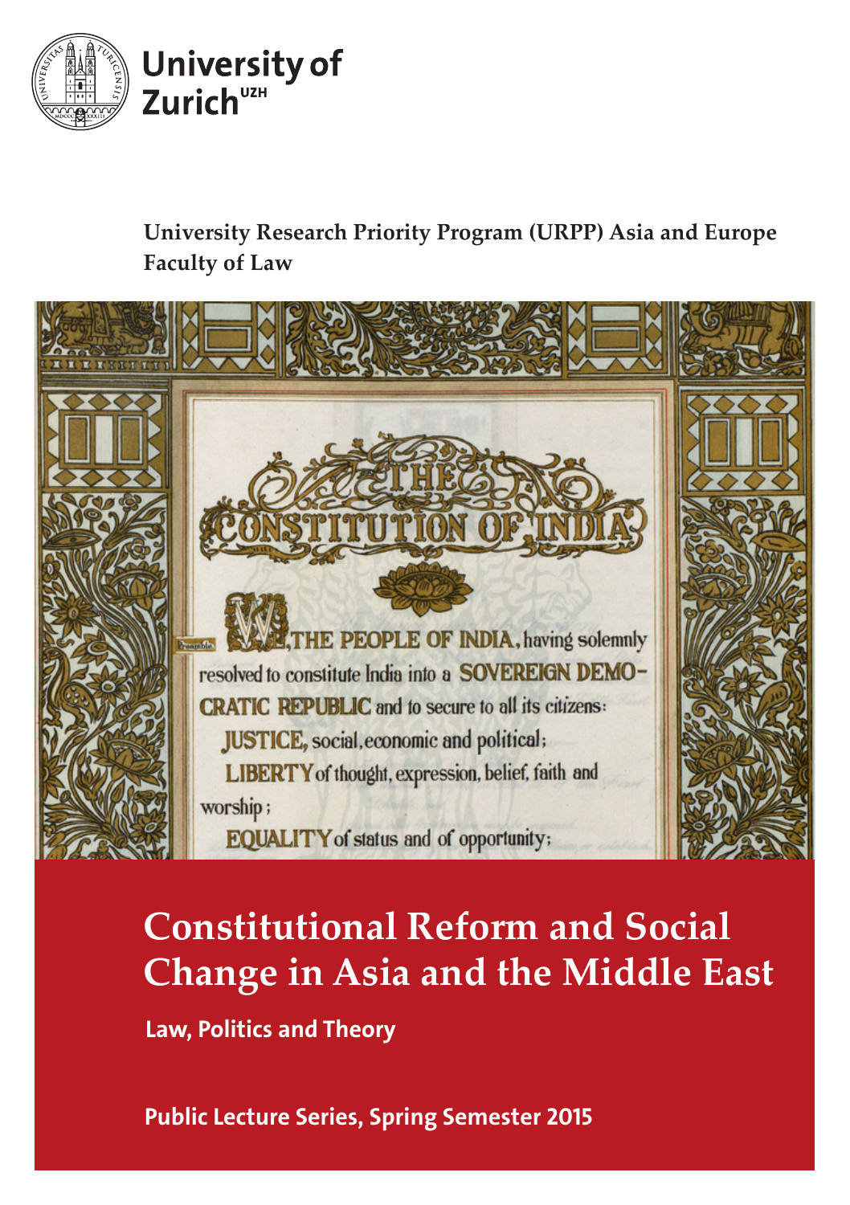University of Zurich[UZH]

**University Research Priority Program (URPP) Asia and Europe**
**Faculty of Law**

THE CONSTITUTION OF INDIA

WE, THE PEOPLE OF INDIA, having solemnly resolved to constitute India into a SOVEREIGN DEMOCRATIC REPUBLIC and to secure to all its citizens:

JUSTICE, social, economic and political;

LIBERTY of thought, expression, belief, faith and worship;

EQUALITY of status and of opportunity;

# Constitutional Reform and Social Change in Asia and the Middle East

## Law, Politics and Theory

**Public Lecture Series, Spring Semester 2015**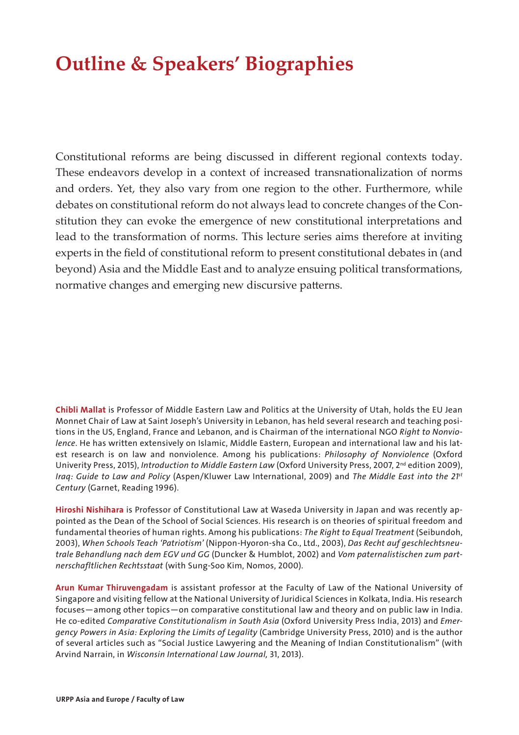# Outline & Speakers' Biographies

Constitutional reforms are being discussed in different regional contexts today. These endeavors develop in a context of increased transnationalization of norms and orders. Yet, they also vary from one region to the other. Furthermore, while debates on constitutional reform do not always lead to concrete changes of the Constitution they can evoke the emergence of new constitutional interpretations and lead to the transformation of norms. This lecture series aims therefore at inviting experts in the field of constitutional reform to present constitutional debates in (and beyond) Asia and the Middle East and to analyze ensuing political transformations, normative changes and emerging new discursive patterns.

**Chibli Mallat** is Professor of Middle Eastern Law and Politics at the University of Utah, holds the EU Jean Monnet Chair of Law at Saint Joseph's University in Lebanon, has held several research and teaching positions in the US, England, France and Lebanon, and is Chairman of the international NGO *Right to Nonviolence*. He has written extensively on Islamic, Middle Eastern, European and international law and his latest research is on law and nonviolence. Among his publications: *Philosophy of Nonviolence* (Oxford Univerity Press, 2015), *Introduction to Middle Eastern Law* (Oxford University Press, 2007, 2nd edition 2009), *Iraq: Guide to Law and Policy* (Aspen/Kluwer Law International, 2009) and *The Middle East into the 21st Century* (Garnet, Reading 1996).

**Hiroshi Nishihara** is Professor of Constitutional Law at Waseda University in Japan and was recently appointed as the Dean of the School of Social Sciences. His research is on theories of spiritual freedom and fundamental theories of human rights. Among his publications: *The Right to Equal Treatment* (Seibundoh, 2003), *When Schools Teach 'Patriotism'* (Nippon-Hyoron-sha Co., Ltd., 2003), *Das Recht auf geschlechtsneutrale Behandlung nach dem EGV und GG* (Duncker & Humblot, 2002) and *Vom paternalistischen zum partnerschaftlichen Rechtsstaat* (with Sung-Soo Kim, Nomos, 2000).

**Arun Kumar Thiruvengadam** is assistant professor at the Faculty of Law of the National University of Singapore and visiting fellow at the National University of Juridical Sciences in Kolkata, India. His research focuses—among other topics—on comparative constitutional law and theory and on public law in India. He co-edited *Comparative Constitutionalism in South Asia* (Oxford University Press India, 2013) and *Emergency Powers in Asia: Exploring the Limits of Legality* (Cambridge University Press, 2010) and is the author of several articles such as "Social Justice Lawyering and the Meaning of Indian Constitutionalism" (with Arvind Narrain, in *Wisconsin International Law Journal,* 31, 2013).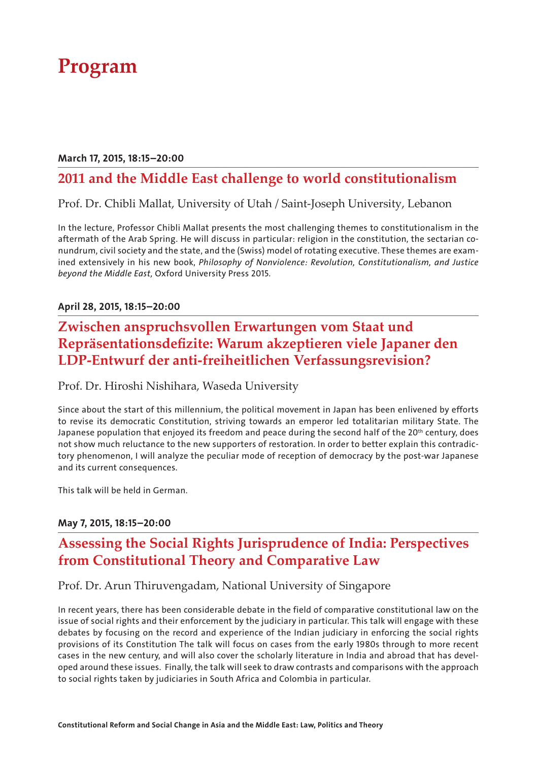# Program

**March 17, 2015, 18:15–20:00**

## 2011 and the Middle East challenge to world constitutionalism

Prof. Dr. Chibli Mallat, University of Utah / Saint-Joseph University, Lebanon

In the lecture, Professor Chibli Mallat presents the most challenging themes to constitutionalism in the aftermath of the Arab Spring. He will discuss in particular: religion in the constitution, the sectarian conundrum, civil society and the state, and the (Swiss) model of rotating executive. These themes are examined extensively in his new book, *Philosophy of Nonviolence: Revolution, Constitutionalism, and Justice beyond the Middle East*, Oxford University Press 2015.

**April 28, 2015, 18:15–20:00**

## Zwischen anspruchsvollen Erwartungen vom Staat und Repräsentationsdefizite: Warum akzeptieren viele Japaner den LDP-Entwurf der anti-freiheitlichen Verfassungsrevision?

Prof. Dr. Hiroshi Nishihara, Waseda University

Since about the start of this millennium, the political movement in Japan has been enlivened by efforts to revise its democratic Constitution, striving towards an emperor led totalitarian military State. The Japanese population that enjoyed its freedom and peace during the second half of the 20th century, does not show much reluctance to the new supporters of restoration. In order to better explain this contradictory phenomenon, I will analyze the peculiar mode of reception of democracy by the post-war Japanese and its current consequences.

This talk will be held in German.

**May 7, 2015, 18:15–20:00**

## Assessing the Social Rights Jurisprudence of India: Perspectives from Constitutional Theory and Comparative Law

Prof. Dr. Arun Thiruvengadam, National University of Singapore

In recent years, there has been considerable debate in the field of comparative constitutional law on the issue of social rights and their enforcement by the judiciary in particular. This talk will engage with these debates by focusing on the record and experience of the Indian judiciary in enforcing the social rights provisions of its Constitution The talk will focus on cases from the early 1980s through to more recent cases in the new century, and will also cover the scholarly literature in India and abroad that has developed around these issues. Finally, the talk will seek to draw contrasts and comparisons with the approach to social rights taken by judiciaries in South Africa and Colombia in particular.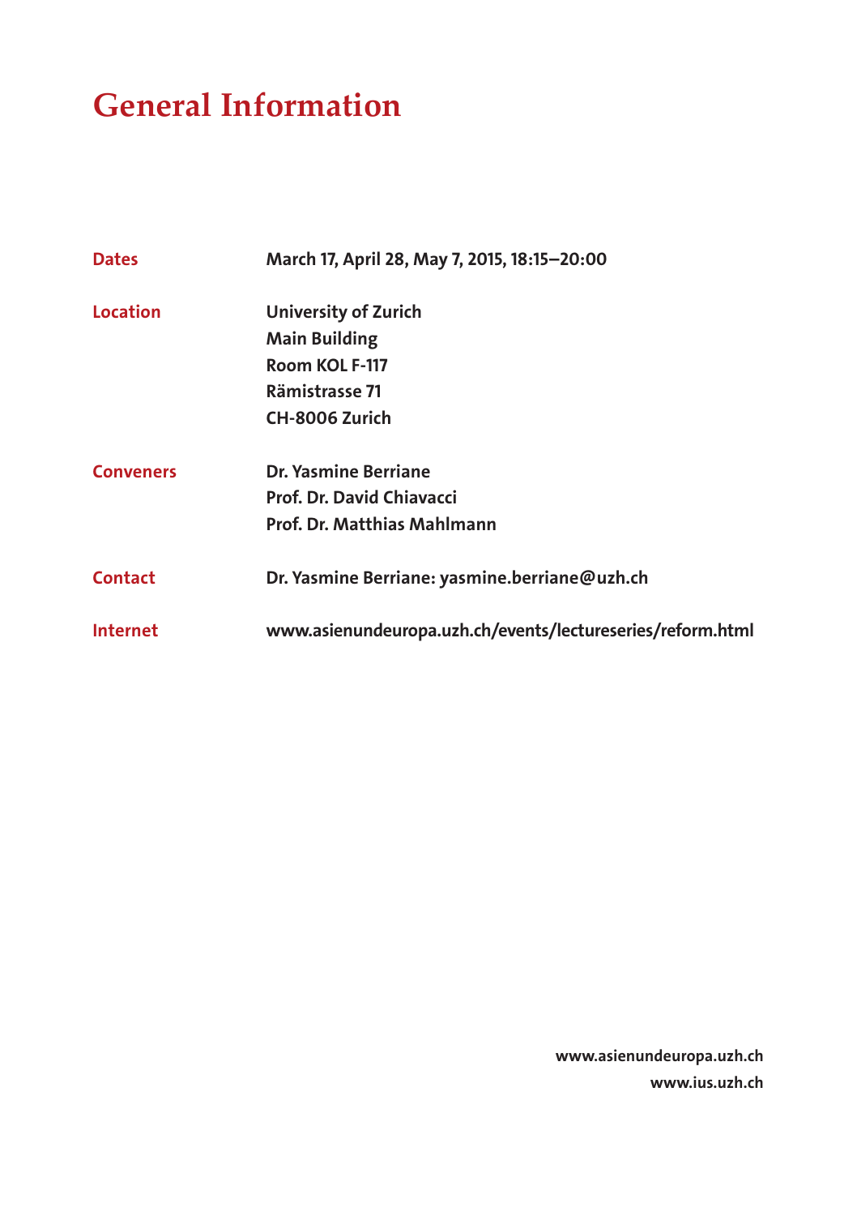# General Information

| | |
|---|---|
| **Dates** | **March 17, April 28, May 7, 2015, 18:15–20:00** |
| **Location** | **University of Zurich**<br>**Main Building**<br>**Room KOL F-117**<br>**Rämistrasse 71**<br>**CH-8006 Zurich** |
| **Conveners** | **Dr. Yasmine Berriane**<br>**Prof. Dr. David Chiavacci**<br>**Prof. Dr. Matthias Mahlmann** |
| **Contact** | **Dr. Yasmine Berriane: yasmine.berriane@uzh.ch** |
| **Internet** | **www.asienundeuropa.uzh.ch/events/lectureseries/reform.html** |

**www.asienundeuropa.uzh.ch**
**www.ius.uzh.ch**